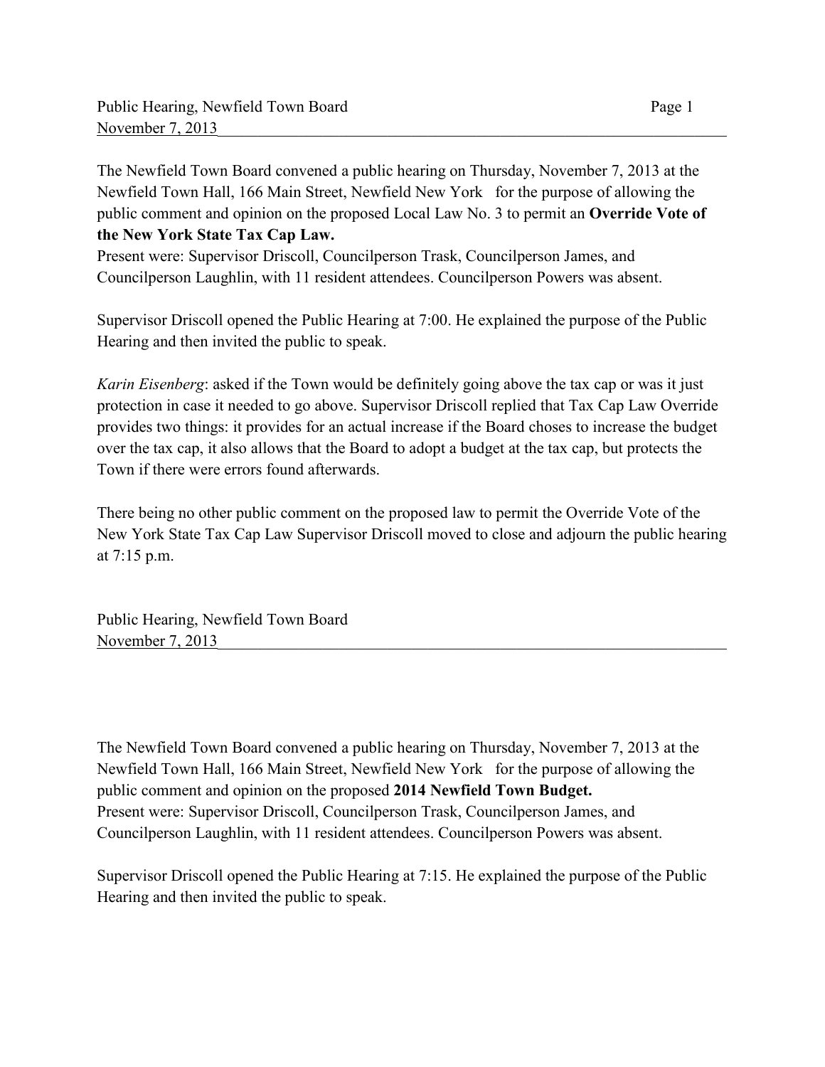The Newfield Town Board convened a public hearing on Thursday, November 7, 2013 at the Newfield Town Hall, 166 Main Street, Newfield New York for the purpose of allowing the public comment and opinion on the proposed Local Law No. 3 to permit an **Override Vote of the New York State Tax Cap Law.**
Present were: Supervisor Driscoll, Councilperson Trask, Councilperson James, and Councilperson Laughlin, with 11 resident attendees. Councilperson Powers was absent.

Supervisor Driscoll opened the Public Hearing at 7:00. He explained the purpose of the Public Hearing and then invited the public to speak.

*Karin Eisenberg*: asked if the Town would be definitely going above the tax cap or was it just protection in case it needed to go above. Supervisor Driscoll replied that Tax Cap Law Override provides two things: it provides for an actual increase if the Board choses to increase the budget over the tax cap, it also allows that the Board to adopt a budget at the tax cap, but protects the Town if there were errors found afterwards.

There being no other public comment on the proposed law to permit the Override Vote of the New York State Tax Cap Law Supervisor Driscoll moved to close and adjourn the public hearing at 7:15 p.m.

Public Hearing, Newfield Town Board
November 7, 2013

The Newfield Town Board convened a public hearing on Thursday, November 7, 2013 at the Newfield Town Hall, 166 Main Street, Newfield New York for the purpose of allowing the public comment and opinion on the proposed **2014 Newfield Town Budget.**
Present were: Supervisor Driscoll, Councilperson Trask, Councilperson James, and Councilperson Laughlin, with 11 resident attendees. Councilperson Powers was absent.

Supervisor Driscoll opened the Public Hearing at 7:15. He explained the purpose of the Public Hearing and then invited the public to speak.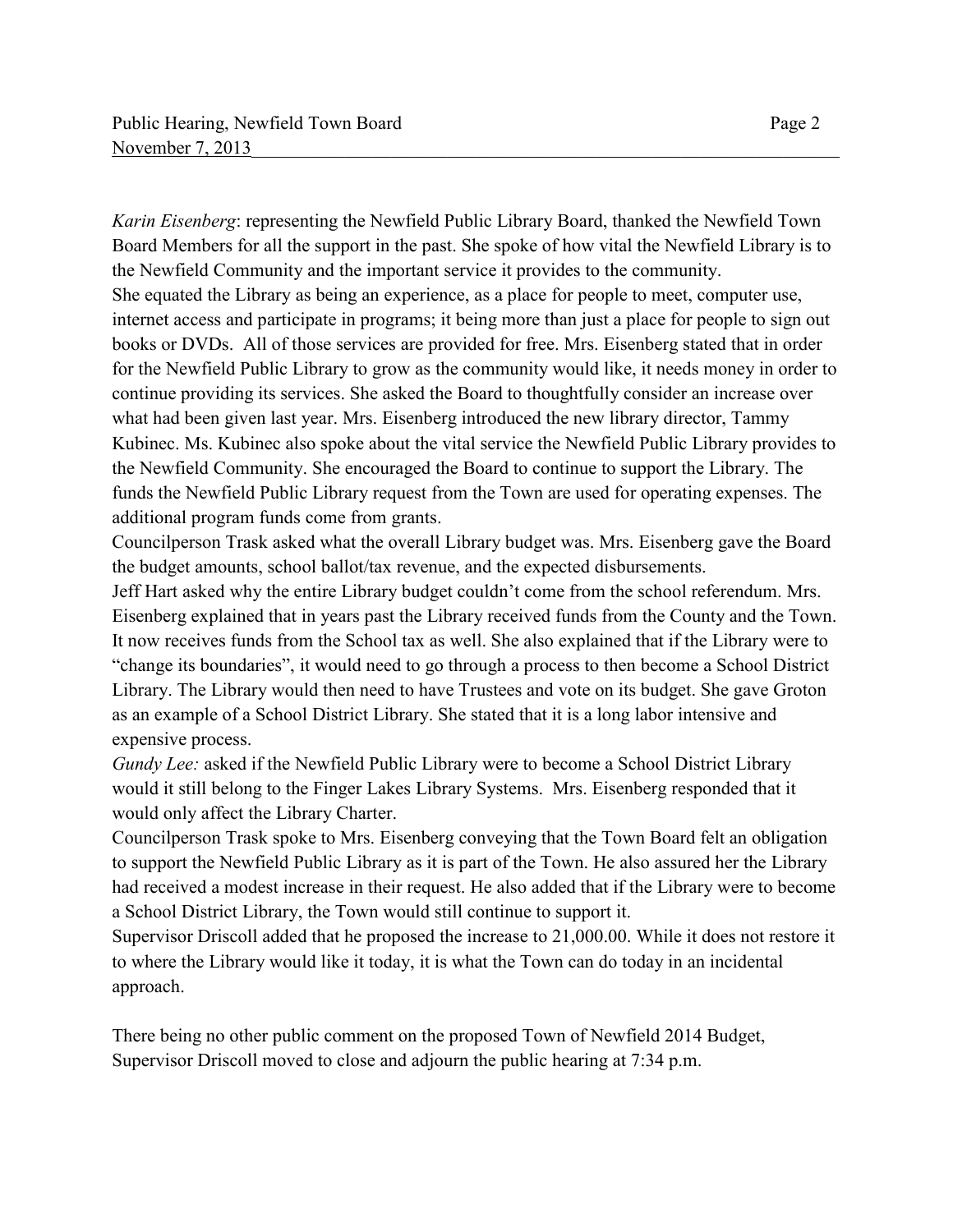*Karin Eisenberg*: representing the Newfield Public Library Board, thanked the Newfield Town Board Members for all the support in the past. She spoke of how vital the Newfield Library is to the Newfield Community and the important service it provides to the community.
She equated the Library as being an experience, as a place for people to meet, computer use, internet access and participate in programs; it being more than just a place for people to sign out books or DVDs. All of those services are provided for free. Mrs. Eisenberg stated that in order for the Newfield Public Library to grow as the community would like, it needs money in order to continue providing its services. She asked the Board to thoughtfully consider an increase over what had been given last year. Mrs. Eisenberg introduced the new library director, Tammy Kubinec. Ms. Kubinec also spoke about the vital service the Newfield Public Library provides to the Newfield Community. She encouraged the Board to continue to support the Library. The funds the Newfield Public Library request from the Town are used for operating expenses. The additional program funds come from grants.
Councilperson Trask asked what the overall Library budget was. Mrs. Eisenberg gave the Board the budget amounts, school ballot/tax revenue, and the expected disbursements.
Jeff Hart asked why the entire Library budget couldn't come from the school referendum. Mrs. Eisenberg explained that in years past the Library received funds from the County and the Town. It now receives funds from the School tax as well. She also explained that if the Library were to "change its boundaries", it would need to go through a process to then become a School District Library. The Library would then need to have Trustees and vote on its budget. She gave Groton as an example of a School District Library. She stated that it is a long labor intensive and expensive process.
*Gundy Lee:* asked if the Newfield Public Library were to become a School District Library would it still belong to the Finger Lakes Library Systems. Mrs. Eisenberg responded that it would only affect the Library Charter.
Councilperson Trask spoke to Mrs. Eisenberg conveying that the Town Board felt an obligation to support the Newfield Public Library as it is part of the Town. He also assured her the Library had received a modest increase in their request. He also added that if the Library were to become a School District Library, the Town would still continue to support it.
Supervisor Driscoll added that he proposed the increase to 21,000.00. While it does not restore it to where the Library would like it today, it is what the Town can do today in an incidental approach.

There being no other public comment on the proposed Town of Newfield 2014 Budget, Supervisor Driscoll moved to close and adjourn the public hearing at 7:34 p.m.